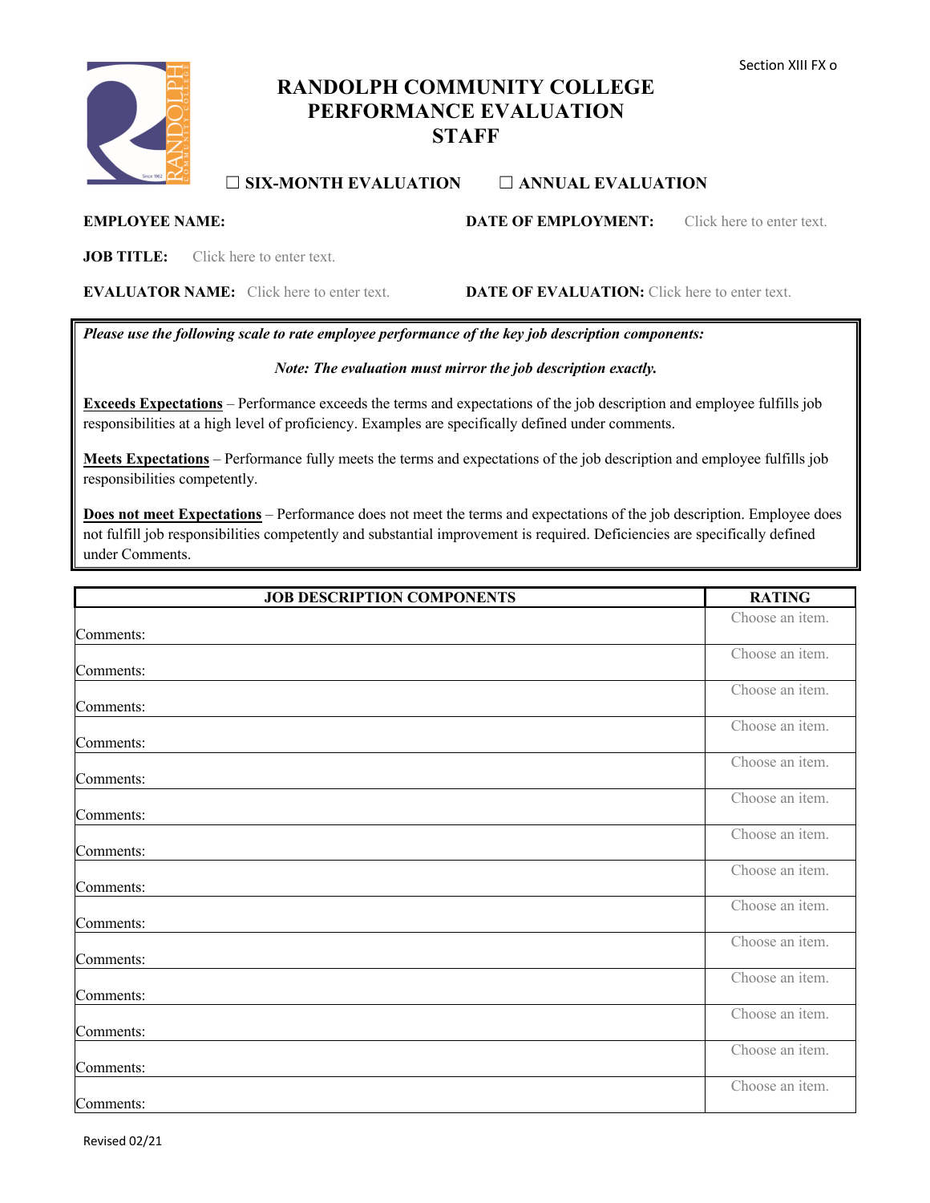Section XIII FX o

# RANDOLPH COMMUNITY COLLEGE
# PERFORMANCE EVALUATION
# STAFF

☐ **SIX-MONTH EVALUATION** ☐ **ANNUAL EVALUATION**

**EMPLOYEE NAME:** **DATE OF EMPLOYMENT:** Click here to enter text.

**JOB TITLE:** Click here to enter text.

**EVALUATOR NAME:** Click here to enter text. **DATE OF EVALUATION:** Click here to enter text.

***Please use the following scale to rate employee performance of the key job description components:***

*Note: The evaluation must mirror the job description exactly.*

**Exceeds Expectations** – Performance exceeds the terms and expectations of the job description and employee fulfills job responsibilities at a high level of proficiency. Examples are specifically defined under comments.

**Meets Expectations** – Performance fully meets the terms and expectations of the job description and employee fulfills job responsibilities competently.

**Does not meet Expectations** – Performance does not meet the terms and expectations of the job description. Employee does not fulfill job responsibilities competently and substantial improvement is required. Deficiencies are specifically defined under Comments.

| JOB DESCRIPTION COMPONENTS | RATING |
|---|---|
| Comments: | Choose an item. |
| Comments: | Choose an item. |
| Comments: | Choose an item. |
| Comments: | Choose an item. |
| Comments: | Choose an item. |
| Comments: | Choose an item. |
| Comments: | Choose an item. |
| Comments: | Choose an item. |
| Comments: | Choose an item. |
| Comments: | Choose an item. |
| Comments: | Choose an item. |
| Comments: | Choose an item. |
| Comments: | Choose an item. |
| Comments: | Choose an item. |

Revised 02/21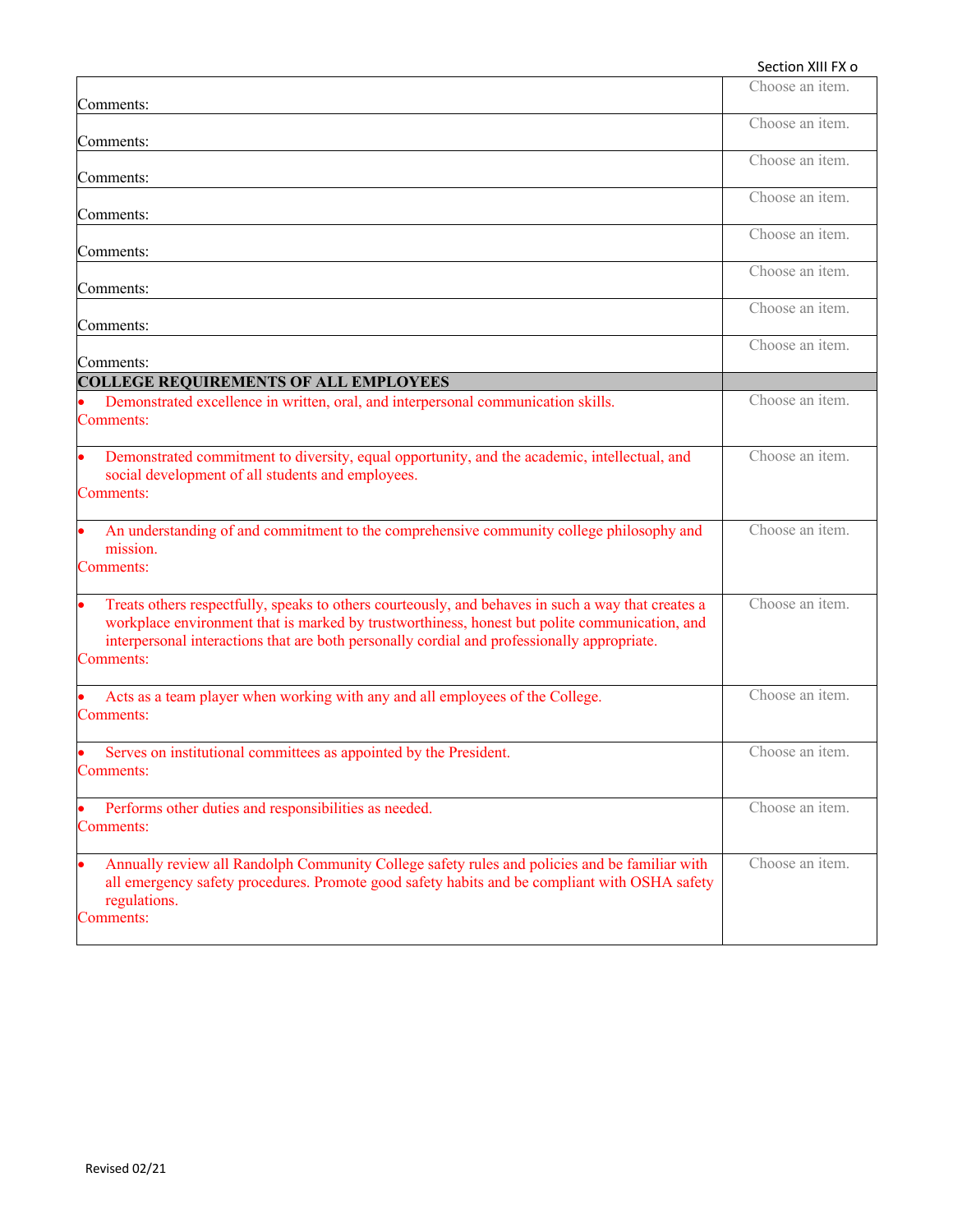| | |
|---|---|
| Comments: | Choose an item. |
| Comments: | Choose an item. |
| Comments: | Choose an item. |
| Comments: | Choose an item. |
| Comments: | Choose an item. |
| Comments: | Choose an item. |
| Comments: | Choose an item. |
| Comments: | Choose an item. |
| **COLLEGE REQUIREMENTS OF ALL EMPLOYEES** | |
| • Demonstrated excellence in written, oral, and interpersonal communication skills.<br>Comments: | Choose an item. |
| • Demonstrated commitment to diversity, equal opportunity, and the academic, intellectual, and social development of all students and employees.<br>Comments: | Choose an item. |
| • An understanding of and commitment to the comprehensive community college philosophy and mission.<br>Comments: | Choose an item. |
| • Treats others respectfully, speaks to others courteously, and behaves in such a way that creates a workplace environment that is marked by trustworthiness, honest but polite communication, and interpersonal interactions that are both personally cordial and professionally appropriate.<br>Comments: | Choose an item. |
| • Acts as a team player when working with any and all employees of the College.<br>Comments: | Choose an item. |
| • Serves on institutional committees as appointed by the President.<br>Comments: | Choose an item. |
| • Performs other duties and responsibilities as needed.<br>Comments: | Choose an item. |
| • Annually review all Randolph Community College safety rules and policies and be familiar with all emergency safety procedures. Promote good safety habits and be compliant with OSHA safety regulations.<br>Comments: | Choose an item. |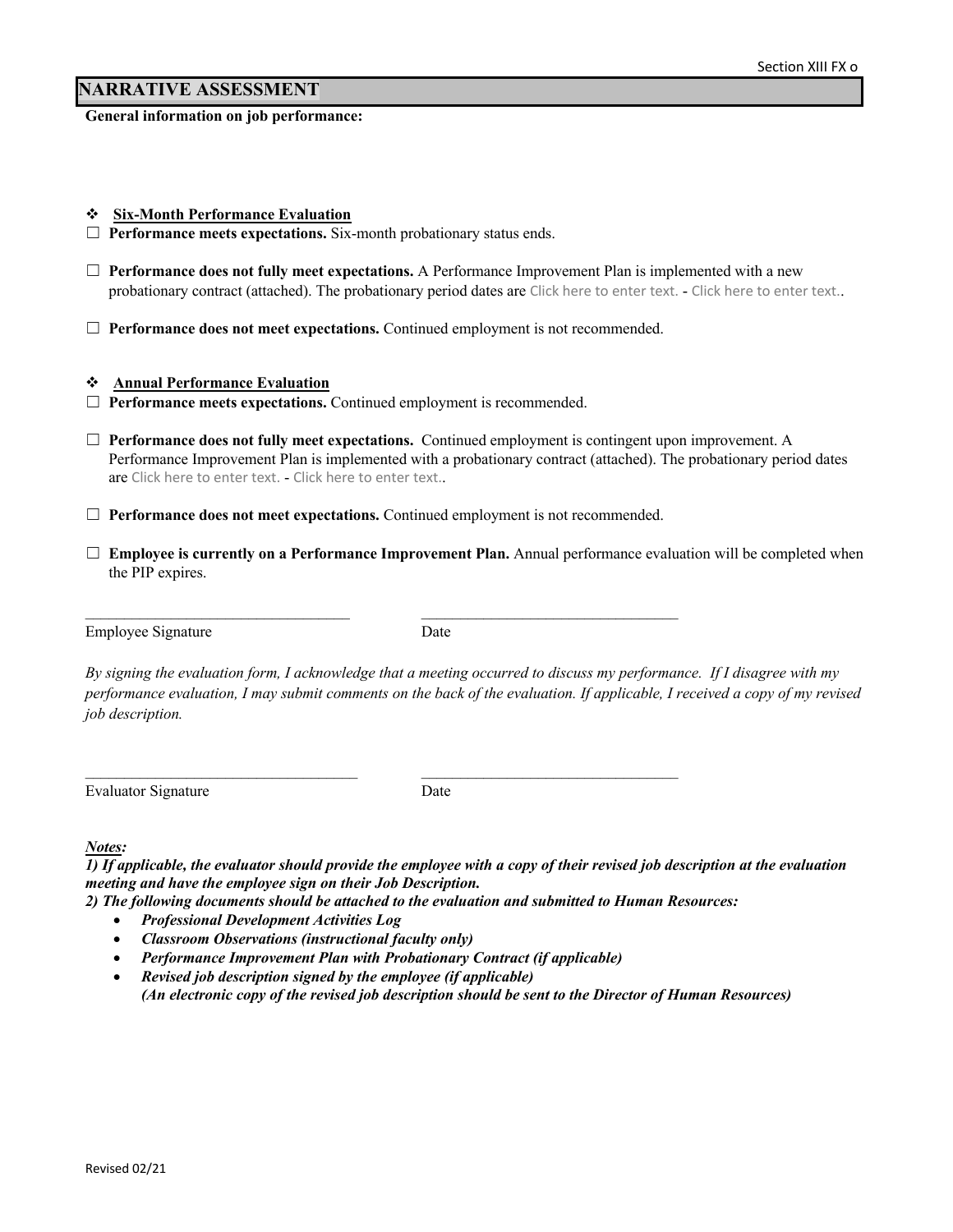## NARRATIVE ASSESSMENT

**General information on job performance:**

❖ **Six-Month Performance Evaluation**

☐ **Performance meets expectations.** Six-month probationary status ends.

☐ **Performance does not fully meet expectations.** A Performance Improvement Plan is implemented with a new probationary contract (attached). The probationary period dates are Click here to enter text. - Click here to enter text..

☐ **Performance does not meet expectations.** Continued employment is not recommended.

❖ **Annual Performance Evaluation**

☐ **Performance meets expectations.** Continued employment is recommended.

☐ **Performance does not fully meet expectations.** Continued employment is contingent upon improvement. A Performance Improvement Plan is implemented with a probationary contract (attached). The probationary period dates are Click here to enter text. - Click here to enter text..

☐ **Performance does not meet expectations.** Continued employment is not recommended.

☐ **Employee is currently on a Performance Improvement Plan.** Annual performance evaluation will be completed when the PIP expires.

______________________________ ______________________________

Employee Signature Date

*By signing the evaluation form, I acknowledge that a meeting occurred to discuss my performance. If I disagree with my performance evaluation, I may submit comments on the back of the evaluation. If applicable, I received a copy of my revised job description.*

______________________________ ______________________________

Evaluator Signature Date

***Notes:***

***1) If applicable, the evaluator should provide the employee with a copy of their revised job description at the evaluation meeting and have the employee sign on their Job Description.***

***2) The following documents should be attached to the evaluation and submitted to Human Resources:***

- ***Professional Development Activities Log***
- ***Classroom Observations (instructional faculty only)***
- ***Performance Improvement Plan with Probationary Contract (if applicable)***
- ***Revised job description signed by the employee (if applicable)***
  ***(An electronic copy of the revised job description should be sent to the Director of Human Resources)***